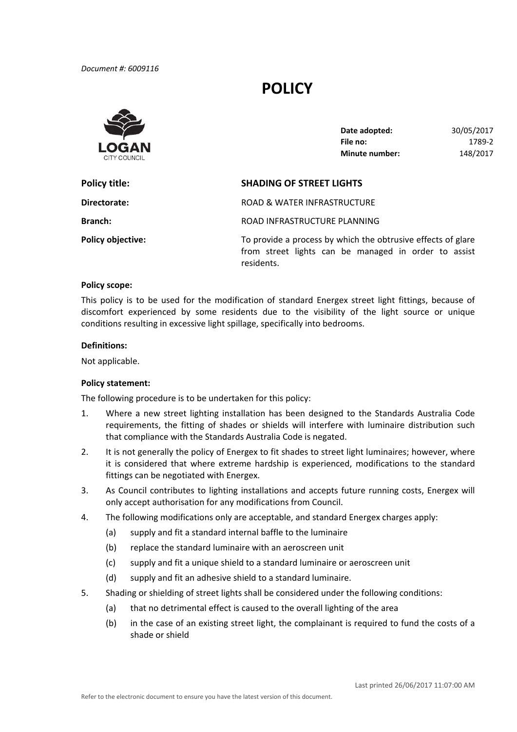*Document #: 6009116*

# POLICY

LOGAN CITY COUNCIL

| | |
|---|---|
| **Date adopted:** | 30/05/2017 |
| **File no:** | 1789-2 |
| **Minute number:** | 148/2017 |

| | |
|---|---|
| **Policy title:** | **SHADING OF STREET LIGHTS** |
| **Directorate:** | ROAD & WATER INFRASTRUCTURE |
| **Branch:** | ROAD INFRASTRUCTURE PLANNING |
| **Policy objective:** | To provide a process by which the obtrusive effects of glare from street lights can be managed in order to assist residents. |

**Policy scope:**

This policy is to be used for the modification of standard Energex street light fittings, because of discomfort experienced by some residents due to the visibility of the light source or unique conditions resulting in excessive light spillage, specifically into bedrooms.

**Definitions:**

Not applicable.

**Policy statement:**

The following procedure is to be undertaken for this policy:

1. Where a new street lighting installation has been designed to the Standards Australia Code requirements, the fitting of shades or shields will interfere with luminaire distribution such that compliance with the Standards Australia Code is negated.
2. It is not generally the policy of Energex to fit shades to street light luminaires; however, where it is considered that where extreme hardship is experienced, modifications to the standard fittings can be negotiated with Energex.
3. As Council contributes to lighting installations and accepts future running costs, Energex will only accept authorisation for any modifications from Council.
4. The following modifications only are acceptable, and standard Energex charges apply:
   (a) supply and fit a standard internal baffle to the luminaire
   (b) replace the standard luminaire with an aeroscreen unit
   (c) supply and fit a unique shield to a standard luminaire or aeroscreen unit
   (d) supply and fit an adhesive shield to a standard luminaire.
5. Shading or shielding of street lights shall be considered under the following conditions:
   (a) that no detrimental effect is caused to the overall lighting of the area
   (b) in the case of an existing street light, the complainant is required to fund the costs of a shade or shield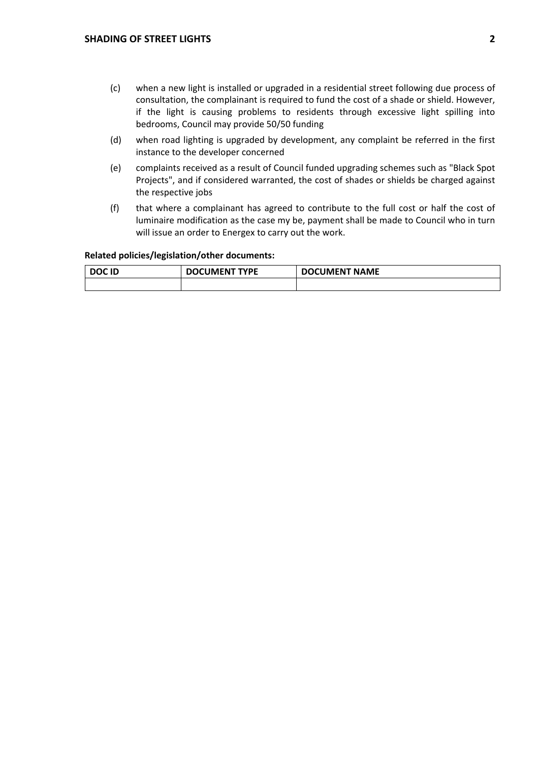(c) when a new light is installed or upgraded in a residential street following due process of consultation, the complainant is required to fund the cost of a shade or shield. However, if the light is causing problems to residents through excessive light spilling into bedrooms, Council may provide 50/50 funding

(d) when road lighting is upgraded by development, any complaint be referred in the first instance to the developer concerned

(e) complaints received as a result of Council funded upgrading schemes such as "Black Spot Projects", and if considered warranted, the cost of shades or shields be charged against the respective jobs

(f) that where a complainant has agreed to contribute to the full cost or half the cost of luminaire modification as the case my be, payment shall be made to Council who in turn will issue an order to Energex to carry out the work.

**Related policies/legislation/other documents:**

| DOC ID | DOCUMENT TYPE | DOCUMENT NAME |
|---|---|---|
| | | |